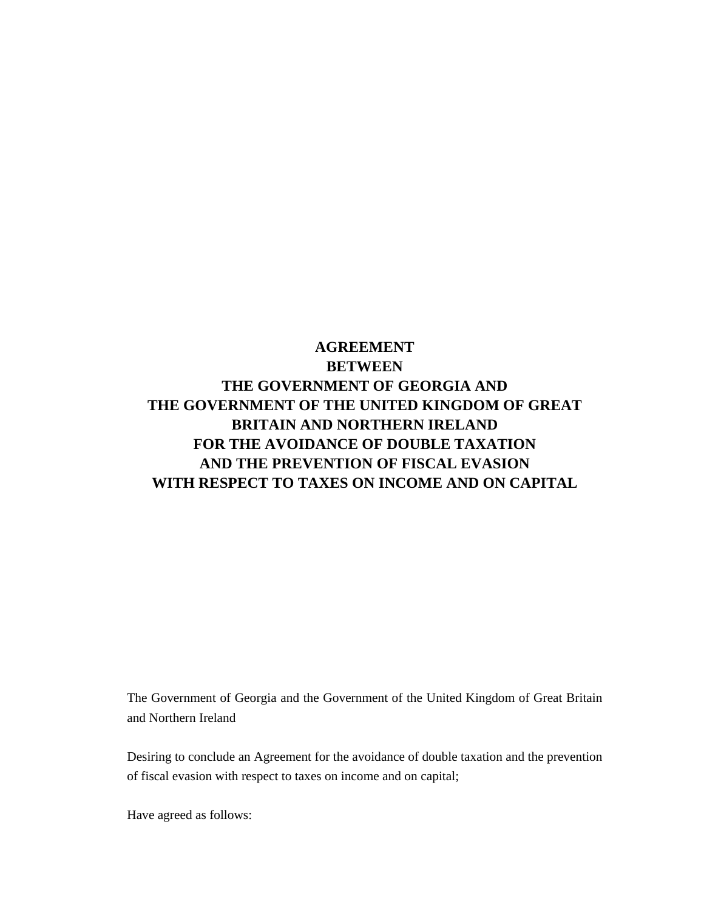# AGREEMENT
# BETWEEN
# THE GOVERNMENT OF GEORGIA AND
# THE GOVERNMENT OF THE UNITED KINGDOM OF GREAT BRITAIN AND NORTHERN IRELAND
# FOR THE AVOIDANCE OF DOUBLE TAXATION
# AND THE PREVENTION OF FISCAL EVASION
# WITH RESPECT TO TAXES ON INCOME AND ON CAPITAL

The Government of Georgia and the Government of the United Kingdom of Great Britain and Northern Ireland

Desiring to conclude an Agreement for the avoidance of double taxation and the prevention of fiscal evasion with respect to taxes on income and on capital;

Have agreed as follows: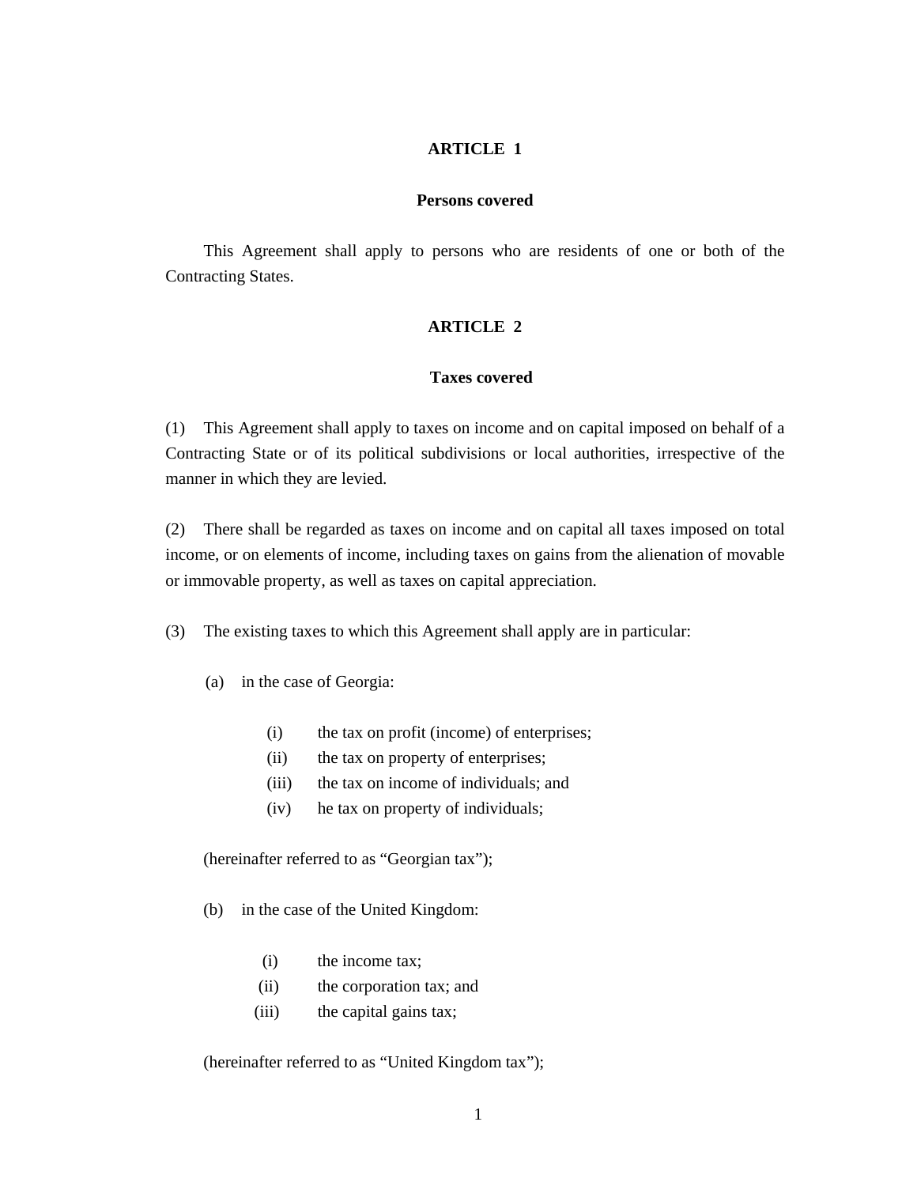## ARTICLE 1

### Persons covered

This Agreement shall apply to persons who are residents of one or both of the Contracting States.

## ARTICLE 2

### Taxes covered

(1) This Agreement shall apply to taxes on income and on capital imposed on behalf of a Contracting State or of its political subdivisions or local authorities, irrespective of the manner in which they are levied.

(2) There shall be regarded as taxes on income and on capital all taxes imposed on total income, or on elements of income, including taxes on gains from the alienation of movable or immovable property, as well as taxes on capital appreciation.

(3) The existing taxes to which this Agreement shall apply are in particular:

(a) in the case of Georgia:

- (i) the tax on profit (income) of enterprises;
- (ii) the tax on property of enterprises;
- (iii) the tax on income of individuals; and
- (iv) he tax on property of individuals;

(hereinafter referred to as "Georgian tax");

(b) in the case of the United Kingdom:

- (i) the income tax;
- (ii) the corporation tax; and
- (iii) the capital gains tax;

(hereinafter referred to as "United Kingdom tax");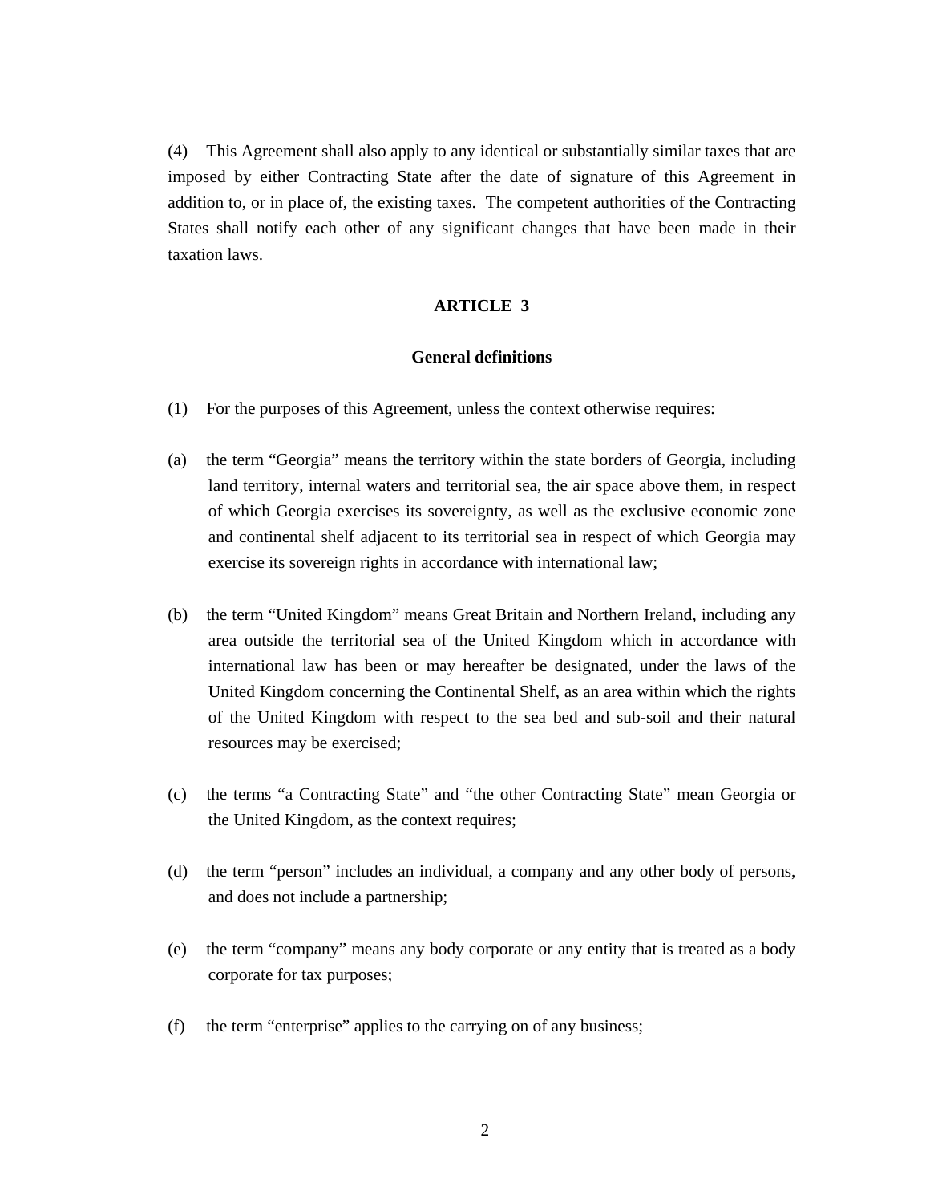(4) This Agreement shall also apply to any identical or substantially similar taxes that are imposed by either Contracting State after the date of signature of this Agreement in addition to, or in place of, the existing taxes. The competent authorities of the Contracting States shall notify each other of any significant changes that have been made in their taxation laws.

## ARTICLE 3

### General definitions

(1) For the purposes of this Agreement, unless the context otherwise requires:

(a) the term "Georgia" means the territory within the state borders of Georgia, including land territory, internal waters and territorial sea, the air space above them, in respect of which Georgia exercises its sovereignty, as well as the exclusive economic zone and continental shelf adjacent to its territorial sea in respect of which Georgia may exercise its sovereign rights in accordance with international law;

(b) the term "United Kingdom" means Great Britain and Northern Ireland, including any area outside the territorial sea of the United Kingdom which in accordance with international law has been or may hereafter be designated, under the laws of the United Kingdom concerning the Continental Shelf, as an area within which the rights of the United Kingdom with respect to the sea bed and sub-soil and their natural resources may be exercised;

(c) the terms "a Contracting State" and "the other Contracting State" mean Georgia or the United Kingdom, as the context requires;

(d) the term "person" includes an individual, a company and any other body of persons, and does not include a partnership;

(e) the term "company" means any body corporate or any entity that is treated as a body corporate for tax purposes;

(f) the term "enterprise" applies to the carrying on of any business;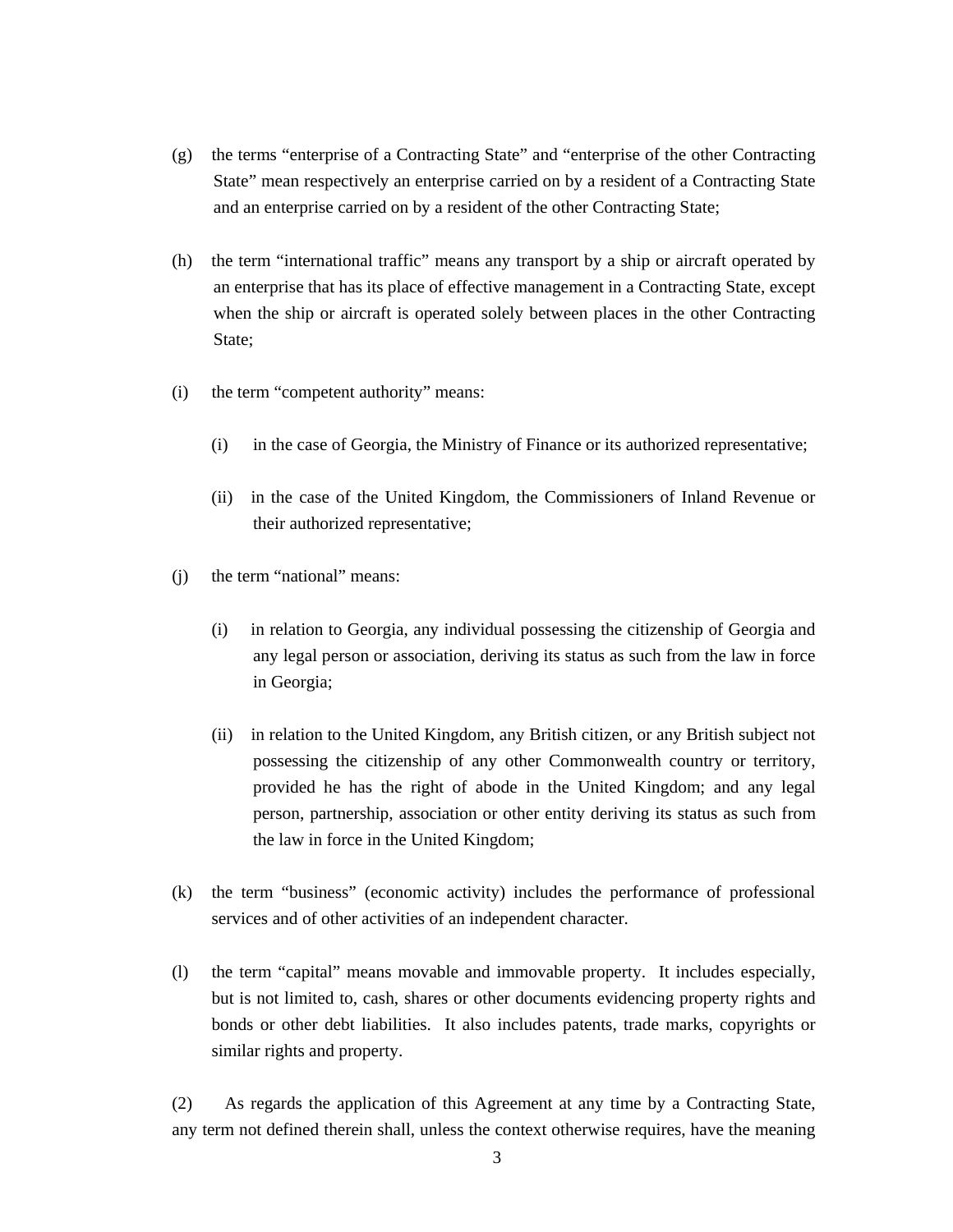(g) the terms "enterprise of a Contracting State" and "enterprise of the other Contracting State" mean respectively an enterprise carried on by a resident of a Contracting State and an enterprise carried on by a resident of the other Contracting State;

(h) the term "international traffic" means any transport by a ship or aircraft operated by an enterprise that has its place of effective management in a Contracting State, except when the ship or aircraft is operated solely between places in the other Contracting State;

(i) the term "competent authority" means:

   (i) in the case of Georgia, the Ministry of Finance or its authorized representative;

   (ii) in the case of the United Kingdom, the Commissioners of Inland Revenue or their authorized representative;

(j) the term "national" means:

   (i) in relation to Georgia, any individual possessing the citizenship of Georgia and any legal person or association, deriving its status as such from the law in force in Georgia;

   (ii) in relation to the United Kingdom, any British citizen, or any British subject not possessing the citizenship of any other Commonwealth country or territory, provided he has the right of abode in the United Kingdom; and any legal person, partnership, association or other entity deriving its status as such from the law in force in the United Kingdom;

(k) the term "business" (economic activity) includes the performance of professional services and of other activities of an independent character.

(l) the term "capital" means movable and immovable property. It includes especially, but is not limited to, cash, shares or other documents evidencing property rights and bonds or other debt liabilities. It also includes patents, trade marks, copyrights or similar rights and property.

(2) As regards the application of this Agreement at any time by a Contracting State, any term not defined therein shall, unless the context otherwise requires, have the meaning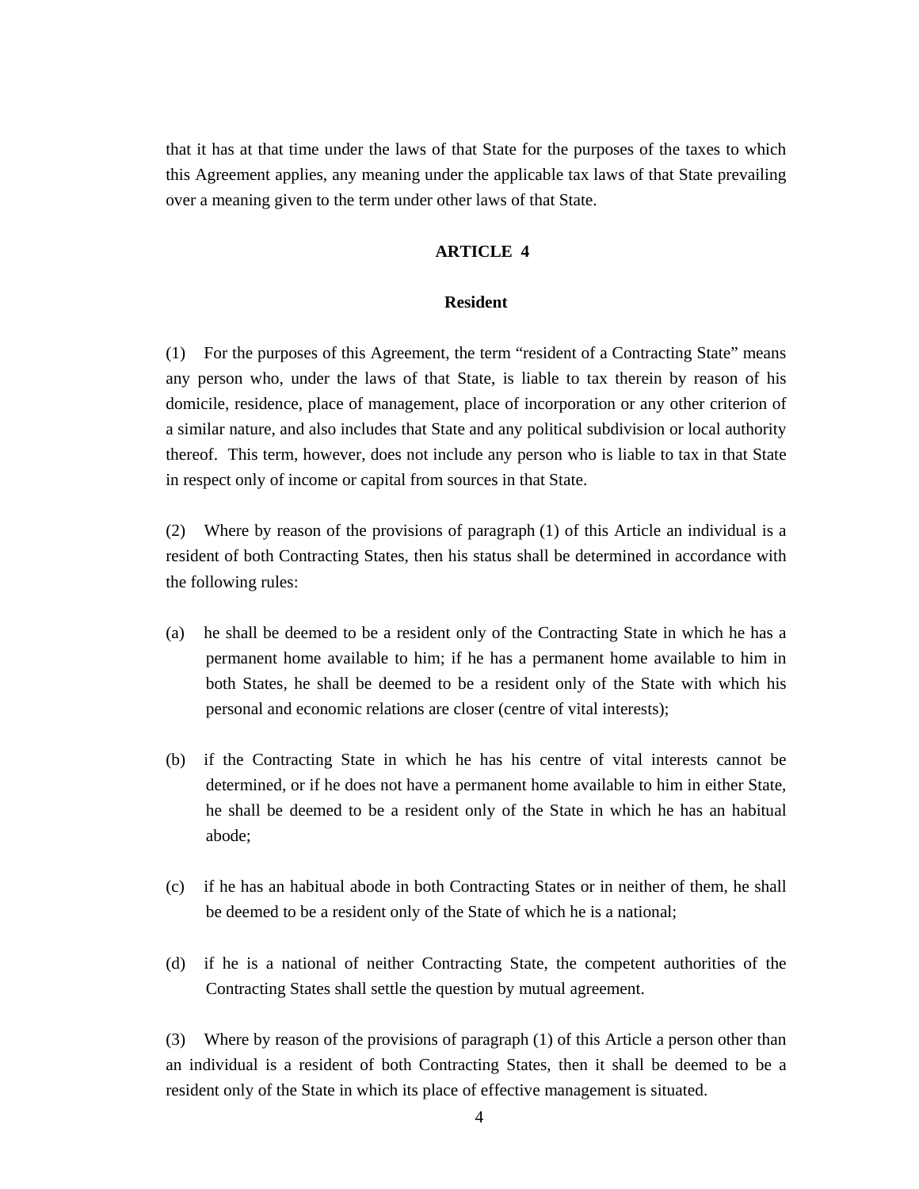that it has at that time under the laws of that State for the purposes of the taxes to which this Agreement applies, any meaning under the applicable tax laws of that State prevailing over a meaning given to the term under other laws of that State.

## ARTICLE 4

### Resident

(1) For the purposes of this Agreement, the term “resident of a Contracting State” means any person who, under the laws of that State, is liable to tax therein by reason of his domicile, residence, place of management, place of incorporation or any other criterion of a similar nature, and also includes that State and any political subdivision or local authority thereof. This term, however, does not include any person who is liable to tax in that State in respect only of income or capital from sources in that State.

(2) Where by reason of the provisions of paragraph (1) of this Article an individual is a resident of both Contracting States, then his status shall be determined in accordance with the following rules:

(a) he shall be deemed to be a resident only of the Contracting State in which he has a permanent home available to him; if he has a permanent home available to him in both States, he shall be deemed to be a resident only of the State with which his personal and economic relations are closer (centre of vital interests);

(b) if the Contracting State in which he has his centre of vital interests cannot be determined, or if he does not have a permanent home available to him in either State, he shall be deemed to be a resident only of the State in which he has an habitual abode;

(c) if he has an habitual abode in both Contracting States or in neither of them, he shall be deemed to be a resident only of the State of which he is a national;

(d) if he is a national of neither Contracting State, the competent authorities of the Contracting States shall settle the question by mutual agreement.

(3) Where by reason of the provisions of paragraph (1) of this Article a person other than an individual is a resident of both Contracting States, then it shall be deemed to be a resident only of the State in which its place of effective management is situated.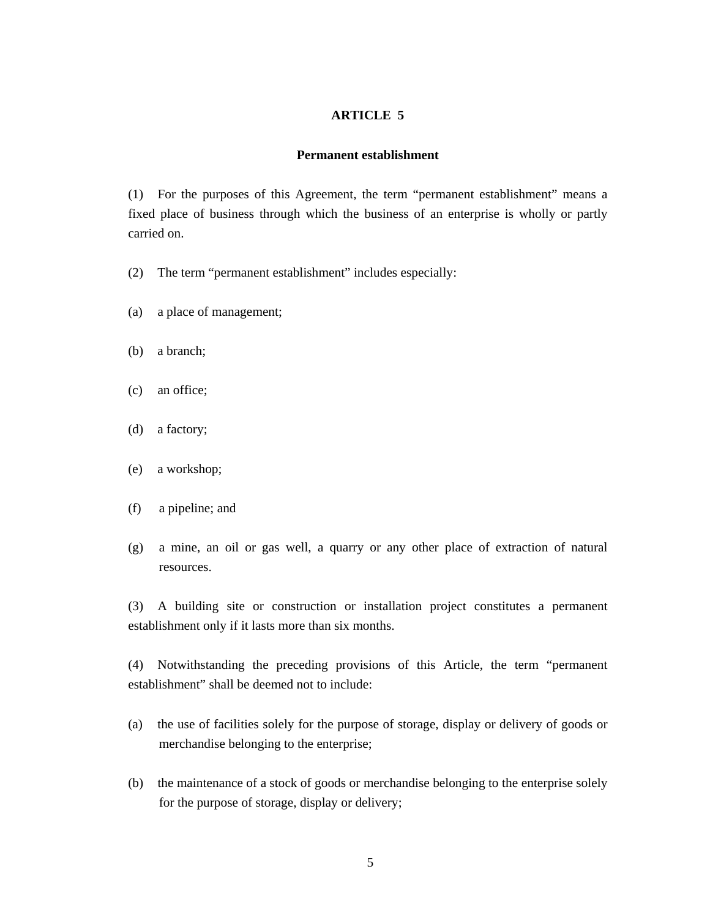## ARTICLE 5

### Permanent establishment

(1) For the purposes of this Agreement, the term "permanent establishment" means a fixed place of business through which the business of an enterprise is wholly or partly carried on.

(2) The term "permanent establishment" includes especially:

(a) a place of management;

(b) a branch;

(c) an office;

(d) a factory;

(e) a workshop;

(f) a pipeline; and

(g) a mine, an oil or gas well, a quarry or any other place of extraction of natural resources.

(3) A building site or construction or installation project constitutes a permanent establishment only if it lasts more than six months.

(4) Notwithstanding the preceding provisions of this Article, the term "permanent establishment" shall be deemed not to include:

(a) the use of facilities solely for the purpose of storage, display or delivery of goods or merchandise belonging to the enterprise;

(b) the maintenance of a stock of goods or merchandise belonging to the enterprise solely for the purpose of storage, display or delivery;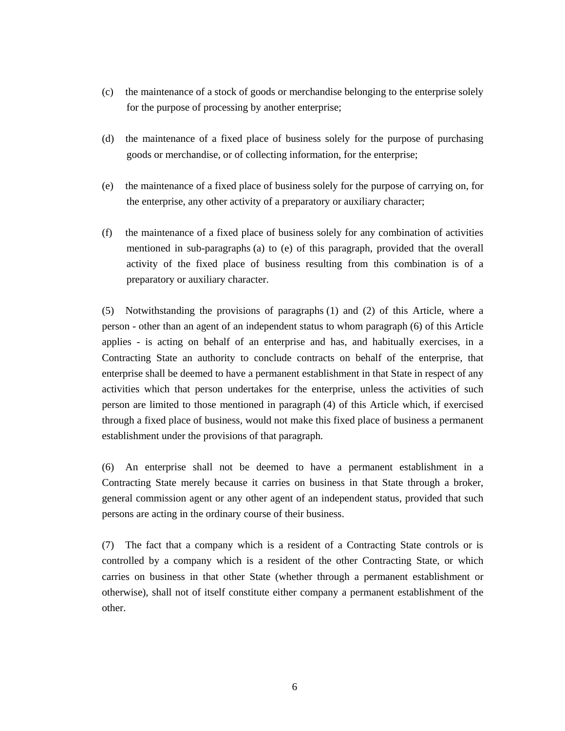(c) the maintenance of a stock of goods or merchandise belonging to the enterprise solely for the purpose of processing by another enterprise;

(d) the maintenance of a fixed place of business solely for the purpose of purchasing goods or merchandise, or of collecting information, for the enterprise;

(e) the maintenance of a fixed place of business solely for the purpose of carrying on, for the enterprise, any other activity of a preparatory or auxiliary character;

(f) the maintenance of a fixed place of business solely for any combination of activities mentioned in sub-paragraphs (a) to (e) of this paragraph, provided that the overall activity of the fixed place of business resulting from this combination is of a preparatory or auxiliary character.

(5) Notwithstanding the provisions of paragraphs (1) and (2) of this Article, where a person - other than an agent of an independent status to whom paragraph (6) of this Article applies - is acting on behalf of an enterprise and has, and habitually exercises, in a Contracting State an authority to conclude contracts on behalf of the enterprise, that enterprise shall be deemed to have a permanent establishment in that State in respect of any activities which that person undertakes for the enterprise, unless the activities of such person are limited to those mentioned in paragraph (4) of this Article which, if exercised through a fixed place of business, would not make this fixed place of business a permanent establishment under the provisions of that paragraph.

(6) An enterprise shall not be deemed to have a permanent establishment in a Contracting State merely because it carries on business in that State through a broker, general commission agent or any other agent of an independent status, provided that such persons are acting in the ordinary course of their business.

(7) The fact that a company which is a resident of a Contracting State controls or is controlled by a company which is a resident of the other Contracting State, or which carries on business in that other State (whether through a permanent establishment or otherwise), shall not of itself constitute either company a permanent establishment of the other.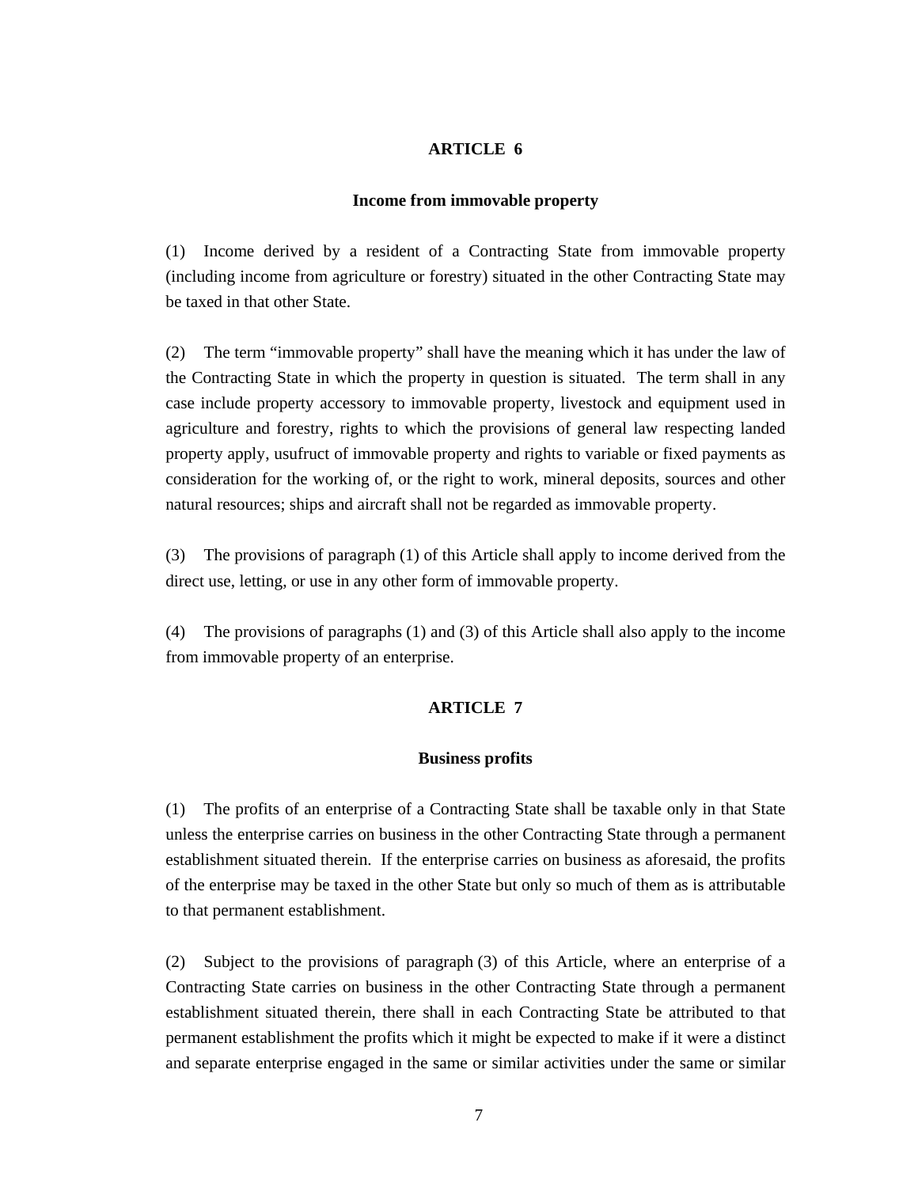## ARTICLE 6

### Income from immovable property

(1) Income derived by a resident of a Contracting State from immovable property (including income from agriculture or forestry) situated in the other Contracting State may be taxed in that other State.

(2) The term "immovable property" shall have the meaning which it has under the law of the Contracting State in which the property in question is situated. The term shall in any case include property accessory to immovable property, livestock and equipment used in agriculture and forestry, rights to which the provisions of general law respecting landed property apply, usufruct of immovable property and rights to variable or fixed payments as consideration for the working of, or the right to work, mineral deposits, sources and other natural resources; ships and aircraft shall not be regarded as immovable property.

(3) The provisions of paragraph (1) of this Article shall apply to income derived from the direct use, letting, or use in any other form of immovable property.

(4) The provisions of paragraphs (1) and (3) of this Article shall also apply to the income from immovable property of an enterprise.

## ARTICLE 7

### Business profits

(1) The profits of an enterprise of a Contracting State shall be taxable only in that State unless the enterprise carries on business in the other Contracting State through a permanent establishment situated therein. If the enterprise carries on business as aforesaid, the profits of the enterprise may be taxed in the other State but only so much of them as is attributable to that permanent establishment.

(2) Subject to the provisions of paragraph (3) of this Article, where an enterprise of a Contracting State carries on business in the other Contracting State through a permanent establishment situated therein, there shall in each Contracting State be attributed to that permanent establishment the profits which it might be expected to make if it were a distinct and separate enterprise engaged in the same or similar activities under the same or similar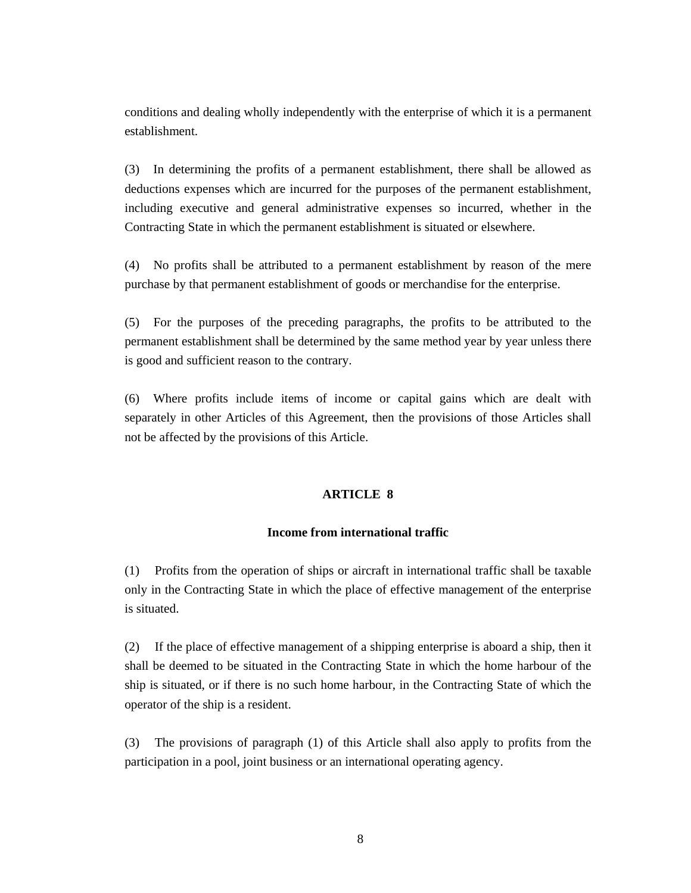conditions and dealing wholly independently with the enterprise of which it is a permanent establishment.

(3) In determining the profits of a permanent establishment, there shall be allowed as deductions expenses which are incurred for the purposes of the permanent establishment, including executive and general administrative expenses so incurred, whether in the Contracting State in which the permanent establishment is situated or elsewhere.

(4) No profits shall be attributed to a permanent establishment by reason of the mere purchase by that permanent establishment of goods or merchandise for the enterprise.

(5) For the purposes of the preceding paragraphs, the profits to be attributed to the permanent establishment shall be determined by the same method year by year unless there is good and sufficient reason to the contrary.

(6) Where profits include items of income or capital gains which are dealt with separately in other Articles of this Agreement, then the provisions of those Articles shall not be affected by the provisions of this Article.

## ARTICLE 8

### Income from international traffic

(1) Profits from the operation of ships or aircraft in international traffic shall be taxable only in the Contracting State in which the place of effective management of the enterprise is situated.

(2) If the place of effective management of a shipping enterprise is aboard a ship, then it shall be deemed to be situated in the Contracting State in which the home harbour of the ship is situated, or if there is no such home harbour, in the Contracting State of which the operator of the ship is a resident.

(3) The provisions of paragraph (1) of this Article shall also apply to profits from the participation in a pool, joint business or an international operating agency.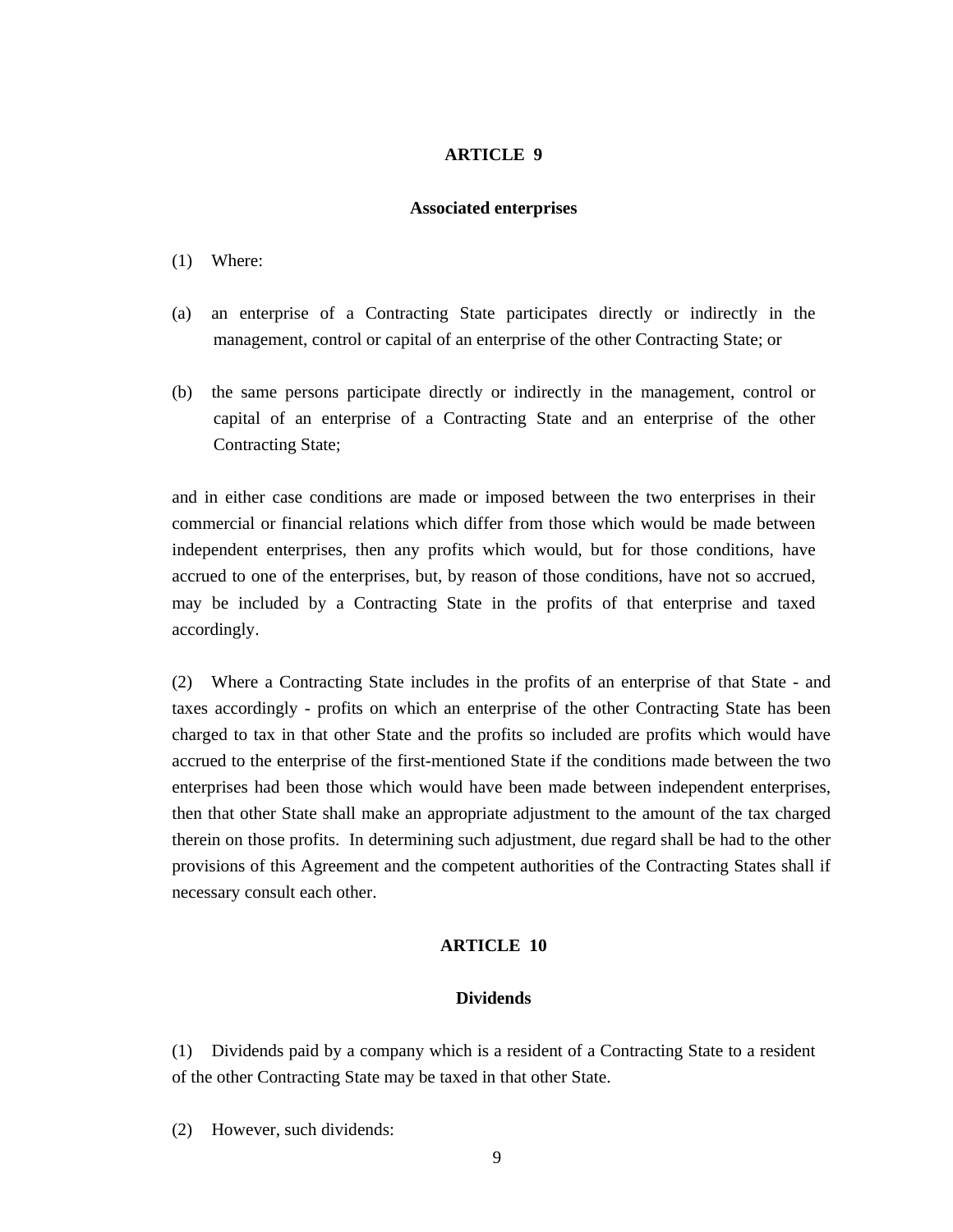## ARTICLE 9

### Associated enterprises

(1) Where:

(a) an enterprise of a Contracting State participates directly or indirectly in the management, control or capital of an enterprise of the other Contracting State; or

(b) the same persons participate directly or indirectly in the management, control or capital of an enterprise of a Contracting State and an enterprise of the other Contracting State;

and in either case conditions are made or imposed between the two enterprises in their commercial or financial relations which differ from those which would be made between independent enterprises, then any profits which would, but for those conditions, have accrued to one of the enterprises, but, by reason of those conditions, have not so accrued, may be included by a Contracting State in the profits of that enterprise and taxed accordingly.

(2) Where a Contracting State includes in the profits of an enterprise of that State - and taxes accordingly - profits on which an enterprise of the other Contracting State has been charged to tax in that other State and the profits so included are profits which would have accrued to the enterprise of the first-mentioned State if the conditions made between the two enterprises had been those which would have been made between independent enterprises, then that other State shall make an appropriate adjustment to the amount of the tax charged therein on those profits. In determining such adjustment, due regard shall be had to the other provisions of this Agreement and the competent authorities of the Contracting States shall if necessary consult each other.

## ARTICLE 10

### Dividends

(1) Dividends paid by a company which is a resident of a Contracting State to a resident of the other Contracting State may be taxed in that other State.

(2) However, such dividends: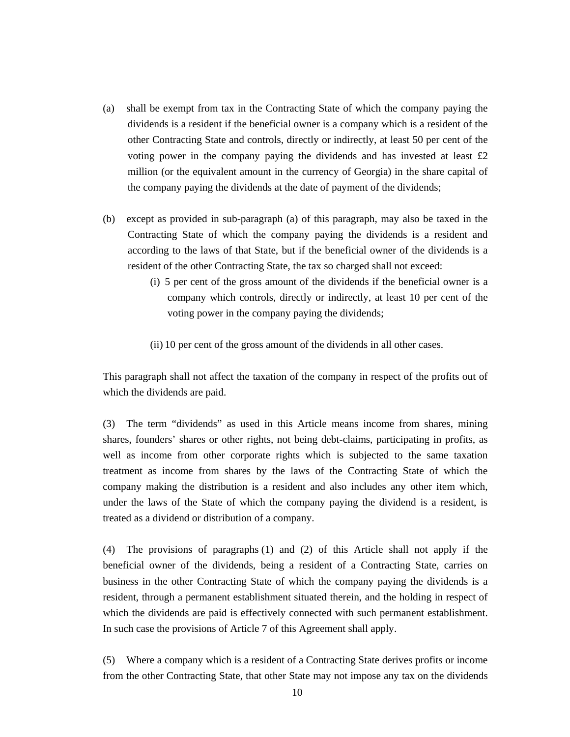(a) shall be exempt from tax in the Contracting State of which the company paying the dividends is a resident if the beneficial owner is a company which is a resident of the other Contracting State and controls, directly or indirectly, at least 50 per cent of the voting power in the company paying the dividends and has invested at least £2 million (or the equivalent amount in the currency of Georgia) in the share capital of the company paying the dividends at the date of payment of the dividends;

(b) except as provided in sub-paragraph (a) of this paragraph, may also be taxed in the Contracting State of which the company paying the dividends is a resident and according to the laws of that State, but if the beneficial owner of the dividends is a resident of the other Contracting State, the tax so charged shall not exceed:

   (i) 5 per cent of the gross amount of the dividends if the beneficial owner is a company which controls, directly or indirectly, at least 10 per cent of the voting power in the company paying the dividends;

   (ii) 10 per cent of the gross amount of the dividends in all other cases.

This paragraph shall not affect the taxation of the company in respect of the profits out of which the dividends are paid.

(3) The term "dividends" as used in this Article means income from shares, mining shares, founders' shares or other rights, not being debt-claims, participating in profits, as well as income from other corporate rights which is subjected to the same taxation treatment as income from shares by the laws of the Contracting State of which the company making the distribution is a resident and also includes any other item which, under the laws of the State of which the company paying the dividend is a resident, is treated as a dividend or distribution of a company.

(4) The provisions of paragraphs (1) and (2) of this Article shall not apply if the beneficial owner of the dividends, being a resident of a Contracting State, carries on business in the other Contracting State of which the company paying the dividends is a resident, through a permanent establishment situated therein, and the holding in respect of which the dividends are paid is effectively connected with such permanent establishment. In such case the provisions of Article 7 of this Agreement shall apply.

(5) Where a company which is a resident of a Contracting State derives profits or income from the other Contracting State, that other State may not impose any tax on the dividends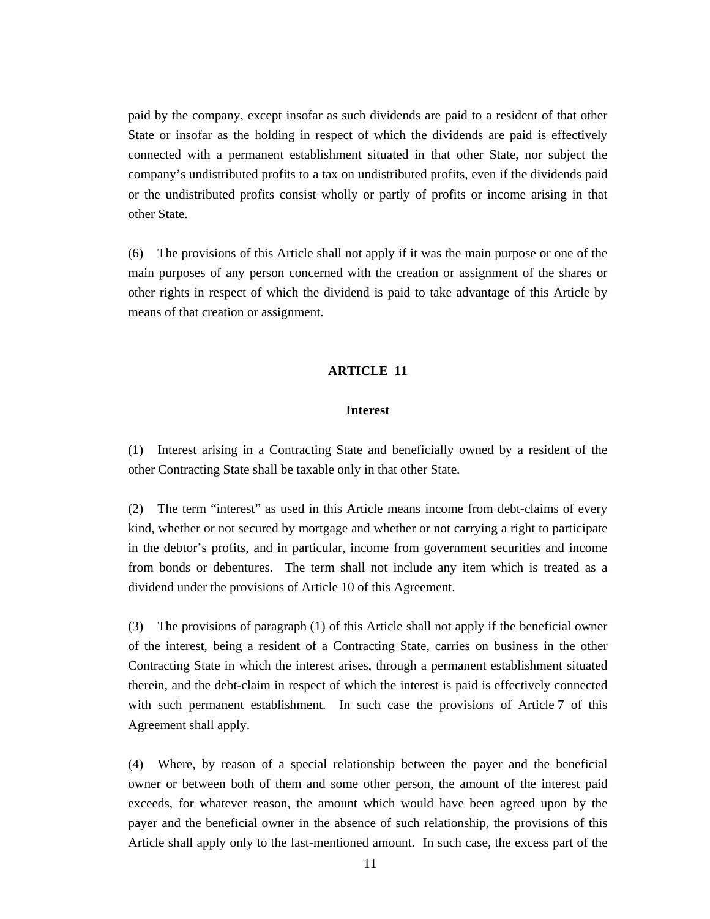paid by the company, except insofar as such dividends are paid to a resident of that other State or insofar as the holding in respect of which the dividends are paid is effectively connected with a permanent establishment situated in that other State, nor subject the company's undistributed profits to a tax on undistributed profits, even if the dividends paid or the undistributed profits consist wholly or partly of profits or income arising in that other State.

(6) The provisions of this Article shall not apply if it was the main purpose or one of the main purposes of any person concerned with the creation or assignment of the shares or other rights in respect of which the dividend is paid to take advantage of this Article by means of that creation or assignment.

## ARTICLE 11

### Interest

(1) Interest arising in a Contracting State and beneficially owned by a resident of the other Contracting State shall be taxable only in that other State.

(2) The term "interest" as used in this Article means income from debt-claims of every kind, whether or not secured by mortgage and whether or not carrying a right to participate in the debtor's profits, and in particular, income from government securities and income from bonds or debentures. The term shall not include any item which is treated as a dividend under the provisions of Article 10 of this Agreement.

(3) The provisions of paragraph (1) of this Article shall not apply if the beneficial owner of the interest, being a resident of a Contracting State, carries on business in the other Contracting State in which the interest arises, through a permanent establishment situated therein, and the debt-claim in respect of which the interest is paid is effectively connected with such permanent establishment. In such case the provisions of Article 7 of this Agreement shall apply.

(4) Where, by reason of a special relationship between the payer and the beneficial owner or between both of them and some other person, the amount of the interest paid exceeds, for whatever reason, the amount which would have been agreed upon by the payer and the beneficial owner in the absence of such relationship, the provisions of this Article shall apply only to the last-mentioned amount. In such case, the excess part of the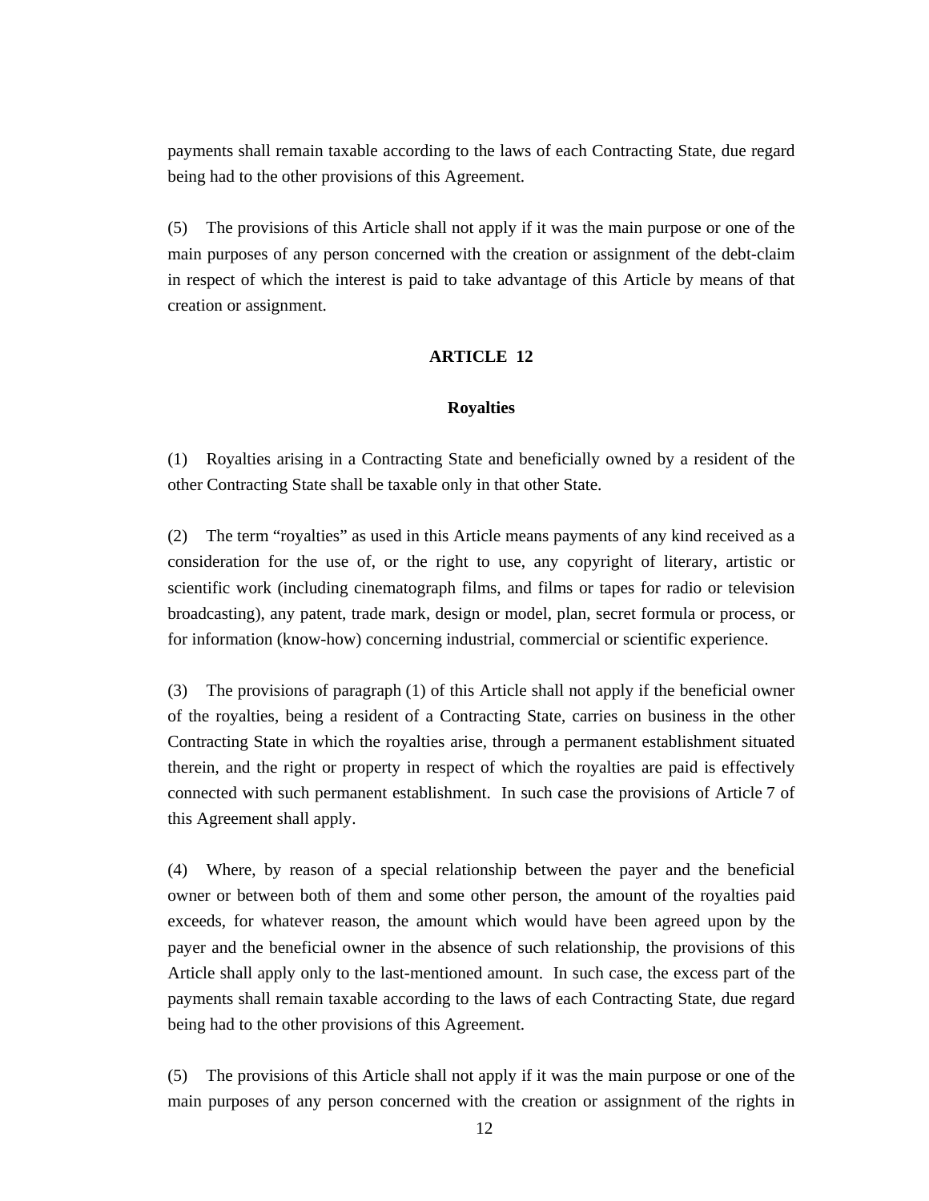payments shall remain taxable according to the laws of each Contracting State, due regard being had to the other provisions of this Agreement.

(5) The provisions of this Article shall not apply if it was the main purpose or one of the main purposes of any person concerned with the creation or assignment of the debt-claim in respect of which the interest is paid to take advantage of this Article by means of that creation or assignment.

## ARTICLE 12

### Royalties

(1) Royalties arising in a Contracting State and beneficially owned by a resident of the other Contracting State shall be taxable only in that other State.

(2) The term "royalties" as used in this Article means payments of any kind received as a consideration for the use of, or the right to use, any copyright of literary, artistic or scientific work (including cinematograph films, and films or tapes for radio or television broadcasting), any patent, trade mark, design or model, plan, secret formula or process, or for information (know-how) concerning industrial, commercial or scientific experience.

(3) The provisions of paragraph (1) of this Article shall not apply if the beneficial owner of the royalties, being a resident of a Contracting State, carries on business in the other Contracting State in which the royalties arise, through a permanent establishment situated therein, and the right or property in respect of which the royalties are paid is effectively connected with such permanent establishment. In such case the provisions of Article 7 of this Agreement shall apply.

(4) Where, by reason of a special relationship between the payer and the beneficial owner or between both of them and some other person, the amount of the royalties paid exceeds, for whatever reason, the amount which would have been agreed upon by the payer and the beneficial owner in the absence of such relationship, the provisions of this Article shall apply only to the last-mentioned amount. In such case, the excess part of the payments shall remain taxable according to the laws of each Contracting State, due regard being had to the other provisions of this Agreement.

(5) The provisions of this Article shall not apply if it was the main purpose or one of the main purposes of any person concerned with the creation or assignment of the rights in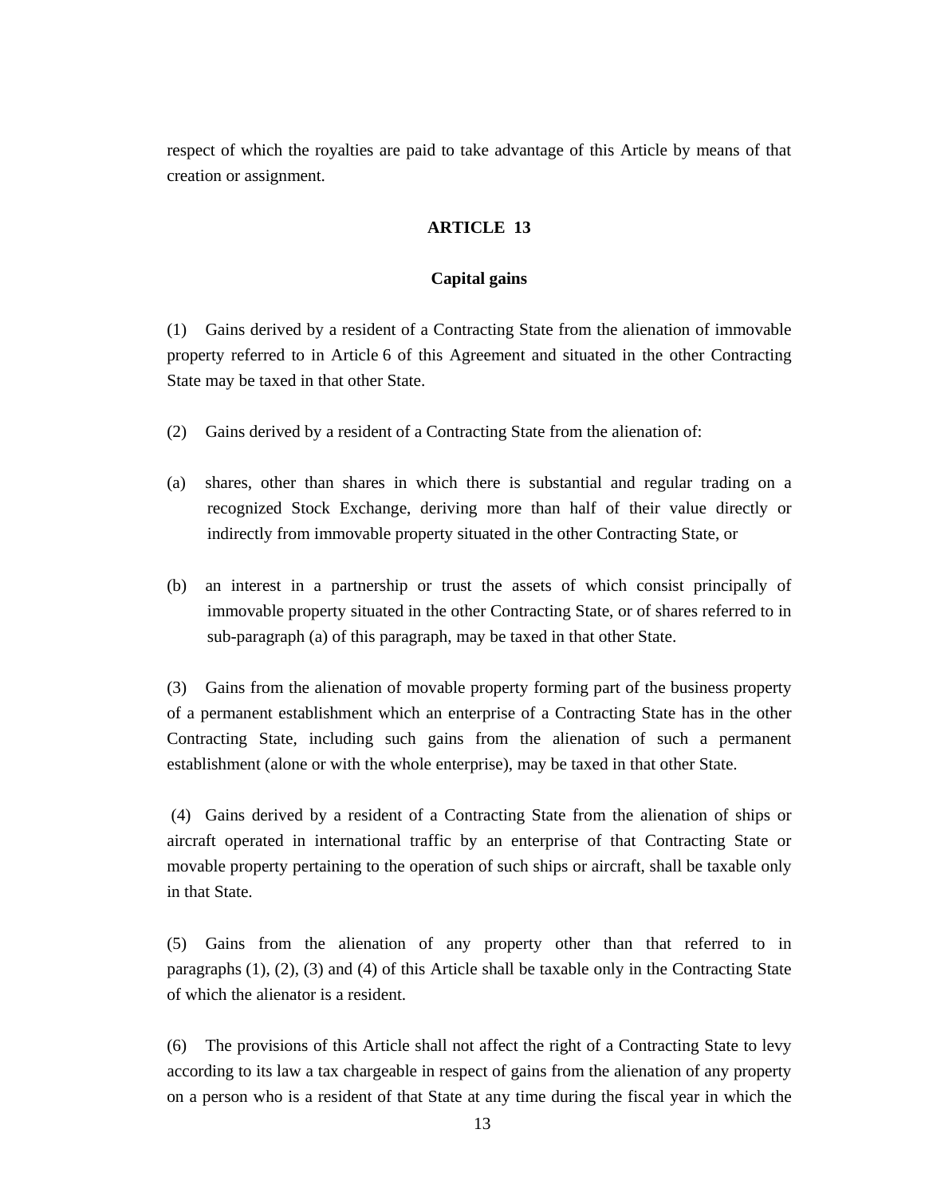respect of which the royalties are paid to take advantage of this Article by means of that creation or assignment.

## ARTICLE 13

### Capital gains

(1) Gains derived by a resident of a Contracting State from the alienation of immovable property referred to in Article 6 of this Agreement and situated in the other Contracting State may be taxed in that other State.

(2) Gains derived by a resident of a Contracting State from the alienation of:

(a) shares, other than shares in which there is substantial and regular trading on a recognized Stock Exchange, deriving more than half of their value directly or indirectly from immovable property situated in the other Contracting State, or

(b) an interest in a partnership or trust the assets of which consist principally of immovable property situated in the other Contracting State, or of shares referred to in sub-paragraph (a) of this paragraph, may be taxed in that other State.

(3) Gains from the alienation of movable property forming part of the business property of a permanent establishment which an enterprise of a Contracting State has in the other Contracting State, including such gains from the alienation of such a permanent establishment (alone or with the whole enterprise), may be taxed in that other State.

(4) Gains derived by a resident of a Contracting State from the alienation of ships or aircraft operated in international traffic by an enterprise of that Contracting State or movable property pertaining to the operation of such ships or aircraft, shall be taxable only in that State.

(5) Gains from the alienation of any property other than that referred to in paragraphs (1), (2), (3) and (4) of this Article shall be taxable only in the Contracting State of which the alienator is a resident.

(6) The provisions of this Article shall not affect the right of a Contracting State to levy according to its law a tax chargeable in respect of gains from the alienation of any property on a person who is a resident of that State at any time during the fiscal year in which the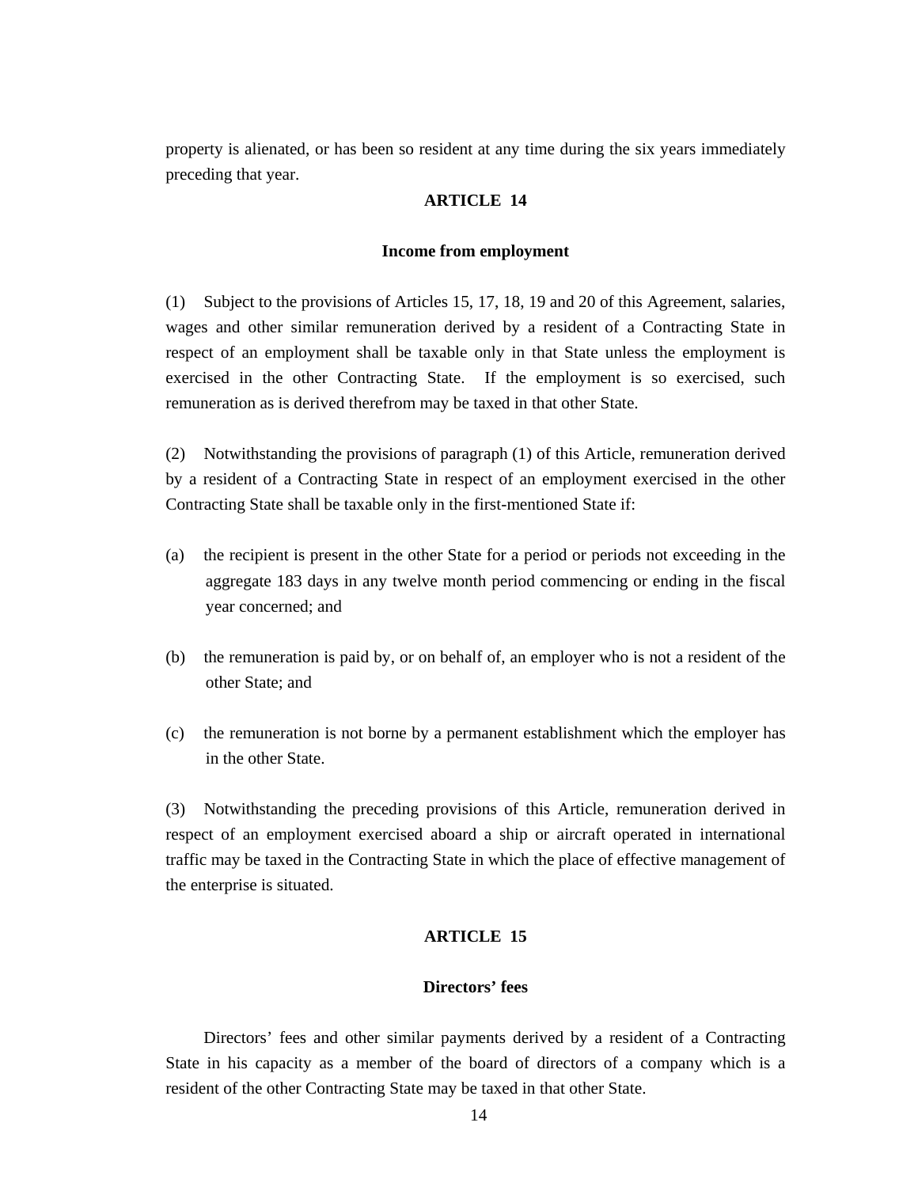property is alienated, or has been so resident at any time during the six years immediately preceding that year.

## ARTICLE 14

### Income from employment

(1) Subject to the provisions of Articles 15, 17, 18, 19 and 20 of this Agreement, salaries, wages and other similar remuneration derived by a resident of a Contracting State in respect of an employment shall be taxable only in that State unless the employment is exercised in the other Contracting State. If the employment is so exercised, such remuneration as is derived therefrom may be taxed in that other State.

(2) Notwithstanding the provisions of paragraph (1) of this Article, remuneration derived by a resident of a Contracting State in respect of an employment exercised in the other Contracting State shall be taxable only in the first-mentioned State if:

(a) the recipient is present in the other State for a period or periods not exceeding in the aggregate 183 days in any twelve month period commencing or ending in the fiscal year concerned; and

(b) the remuneration is paid by, or on behalf of, an employer who is not a resident of the other State; and

(c) the remuneration is not borne by a permanent establishment which the employer has in the other State.

(3) Notwithstanding the preceding provisions of this Article, remuneration derived in respect of an employment exercised aboard a ship or aircraft operated in international traffic may be taxed in the Contracting State in which the place of effective management of the enterprise is situated.

## ARTICLE 15

### Directors' fees

Directors' fees and other similar payments derived by a resident of a Contracting State in his capacity as a member of the board of directors of a company which is a resident of the other Contracting State may be taxed in that other State.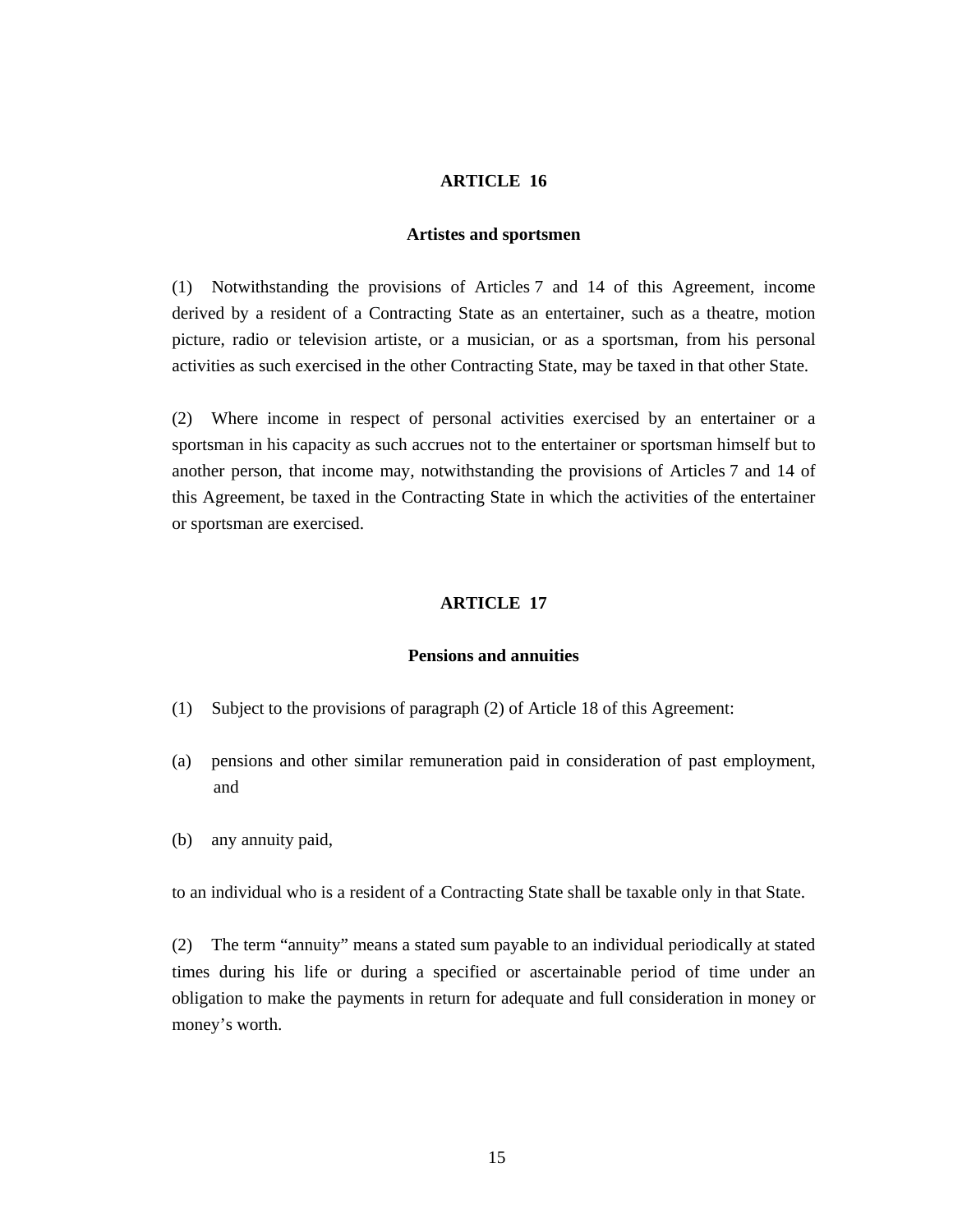## ARTICLE 16

### Artistes and sportsmen

(1) Notwithstanding the provisions of Articles 7 and 14 of this Agreement, income derived by a resident of a Contracting State as an entertainer, such as a theatre, motion picture, radio or television artiste, or a musician, or as a sportsman, from his personal activities as such exercised in the other Contracting State, may be taxed in that other State.

(2) Where income in respect of personal activities exercised by an entertainer or a sportsman in his capacity as such accrues not to the entertainer or sportsman himself but to another person, that income may, notwithstanding the provisions of Articles 7 and 14 of this Agreement, be taxed in the Contracting State in which the activities of the entertainer or sportsman are exercised.

## ARTICLE 17

### Pensions and annuities

(1) Subject to the provisions of paragraph (2) of Article 18 of this Agreement:

(a) pensions and other similar remuneration paid in consideration of past employment, and

(b) any annuity paid,

to an individual who is a resident of a Contracting State shall be taxable only in that State.

(2) The term "annuity" means a stated sum payable to an individual periodically at stated times during his life or during a specified or ascertainable period of time under an obligation to make the payments in return for adequate and full consideration in money or money's worth.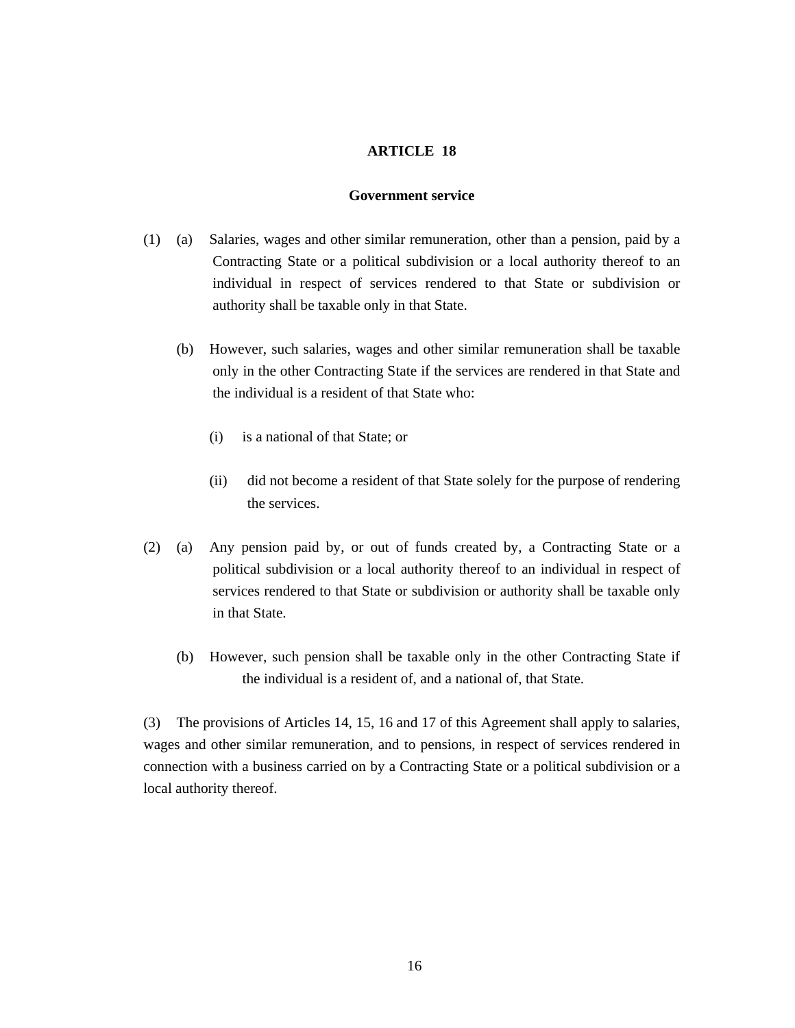## ARTICLE 18

### Government service

(1) (a) Salaries, wages and other similar remuneration, other than a pension, paid by a Contracting State or a political subdivision or a local authority thereof to an individual in respect of services rendered to that State or subdivision or authority shall be taxable only in that State.

(b) However, such salaries, wages and other similar remuneration shall be taxable only in the other Contracting State if the services are rendered in that State and the individual is a resident of that State who:

(i) is a national of that State; or

(ii) did not become a resident of that State solely for the purpose of rendering the services.

(2) (a) Any pension paid by, or out of funds created by, a Contracting State or a political subdivision or a local authority thereof to an individual in respect of services rendered to that State or subdivision or authority shall be taxable only in that State.

(b) However, such pension shall be taxable only in the other Contracting State if the individual is a resident of, and a national of, that State.

(3) The provisions of Articles 14, 15, 16 and 17 of this Agreement shall apply to salaries, wages and other similar remuneration, and to pensions, in respect of services rendered in connection with a business carried on by a Contracting State or a political subdivision or a local authority thereof.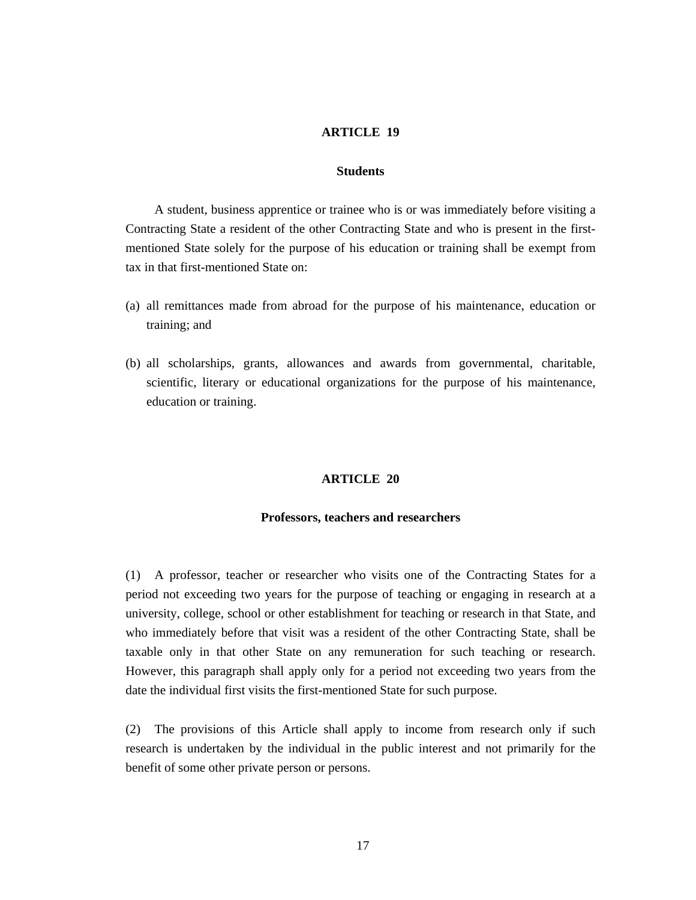## ARTICLE 19

### Students

A student, business apprentice or trainee who is or was immediately before visiting a Contracting State a resident of the other Contracting State and who is present in the first-mentioned State solely for the purpose of his education or training shall be exempt from tax in that first-mentioned State on:

(a) all remittances made from abroad for the purpose of his maintenance, education or training; and

(b) all scholarships, grants, allowances and awards from governmental, charitable, scientific, literary or educational organizations for the purpose of his maintenance, education or training.

## ARTICLE 20

### Professors, teachers and researchers

(1) A professor, teacher or researcher who visits one of the Contracting States for a period not exceeding two years for the purpose of teaching or engaging in research at a university, college, school or other establishment for teaching or research in that State, and who immediately before that visit was a resident of the other Contracting State, shall be taxable only in that other State on any remuneration for such teaching or research. However, this paragraph shall apply only for a period not exceeding two years from the date the individual first visits the first-mentioned State for such purpose.

(2) The provisions of this Article shall apply to income from research only if such research is undertaken by the individual in the public interest and not primarily for the benefit of some other private person or persons.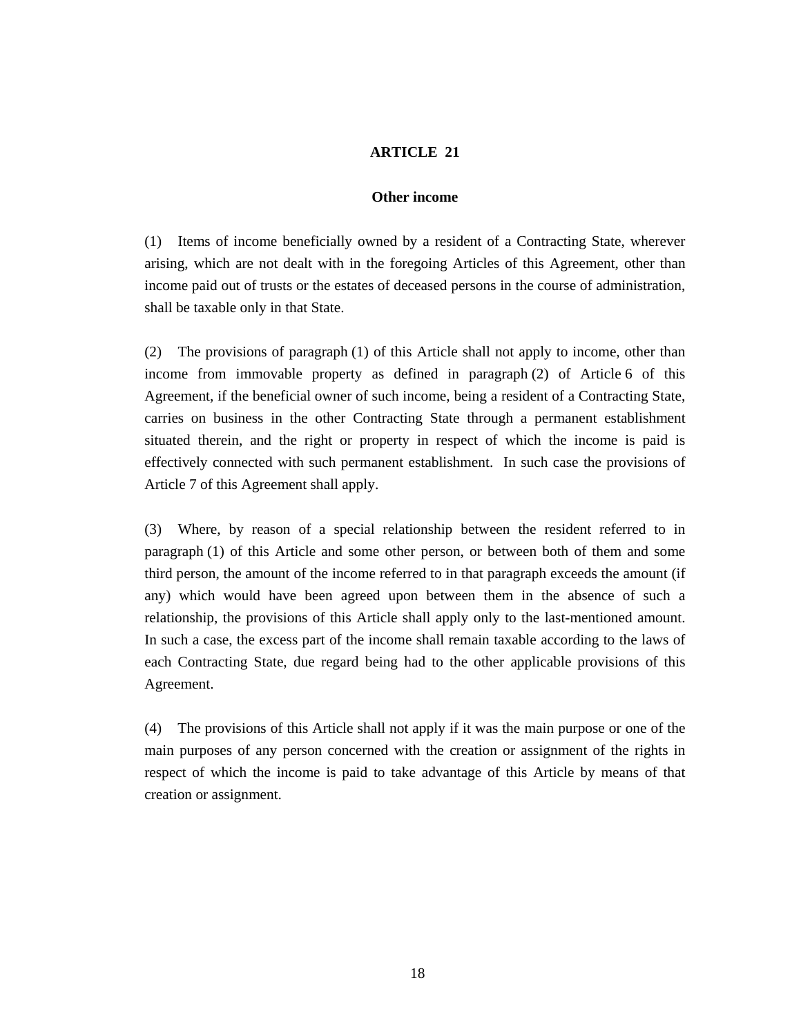## ARTICLE 21

### Other income

(1) Items of income beneficially owned by a resident of a Contracting State, wherever arising, which are not dealt with in the foregoing Articles of this Agreement, other than income paid out of trusts or the estates of deceased persons in the course of administration, shall be taxable only in that State.

(2) The provisions of paragraph (1) of this Article shall not apply to income, other than income from immovable property as defined in paragraph (2) of Article 6 of this Agreement, if the beneficial owner of such income, being a resident of a Contracting State, carries on business in the other Contracting State through a permanent establishment situated therein, and the right or property in respect of which the income is paid is effectively connected with such permanent establishment. In such case the provisions of Article 7 of this Agreement shall apply.

(3) Where, by reason of a special relationship between the resident referred to in paragraph (1) of this Article and some other person, or between both of them and some third person, the amount of the income referred to in that paragraph exceeds the amount (if any) which would have been agreed upon between them in the absence of such a relationship, the provisions of this Article shall apply only to the last-mentioned amount. In such a case, the excess part of the income shall remain taxable according to the laws of each Contracting State, due regard being had to the other applicable provisions of this Agreement.

(4) The provisions of this Article shall not apply if it was the main purpose or one of the main purposes of any person concerned with the creation or assignment of the rights in respect of which the income is paid to take advantage of this Article by means of that creation or assignment.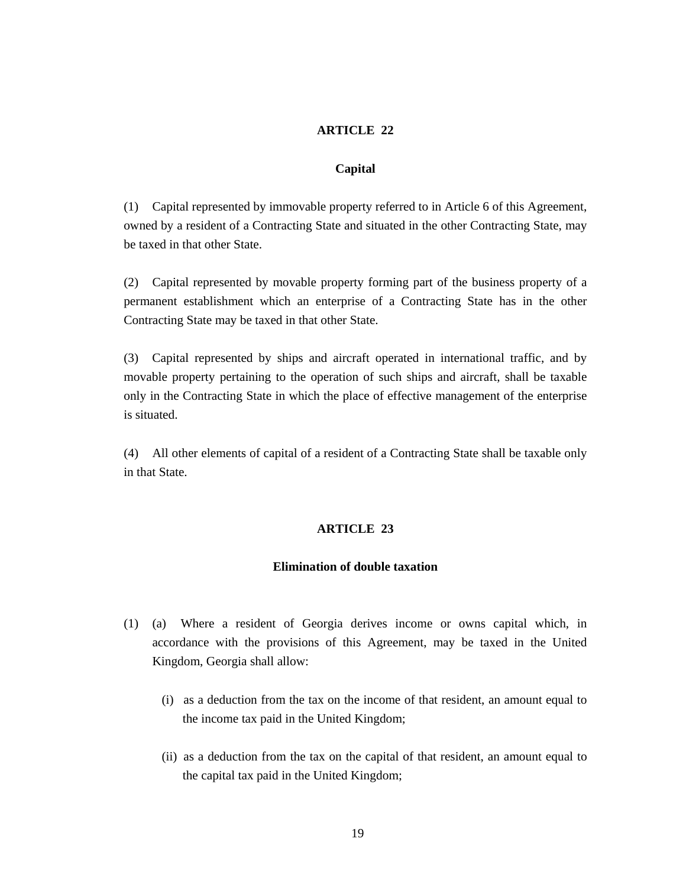## ARTICLE 22

### Capital

(1) Capital represented by immovable property referred to in Article 6 of this Agreement, owned by a resident of a Contracting State and situated in the other Contracting State, may be taxed in that other State.

(2) Capital represented by movable property forming part of the business property of a permanent establishment which an enterprise of a Contracting State has in the other Contracting State may be taxed in that other State.

(3) Capital represented by ships and aircraft operated in international traffic, and by movable property pertaining to the operation of such ships and aircraft, shall be taxable only in the Contracting State in which the place of effective management of the enterprise is situated.

(4) All other elements of capital of a resident of a Contracting State shall be taxable only in that State.

## ARTICLE 23

### Elimination of double taxation

(1) (a) Where a resident of Georgia derives income or owns capital which, in accordance with the provisions of this Agreement, may be taxed in the United Kingdom, Georgia shall allow:

(i) as a deduction from the tax on the income of that resident, an amount equal to the income tax paid in the United Kingdom;

(ii) as a deduction from the tax on the capital of that resident, an amount equal to the capital tax paid in the United Kingdom;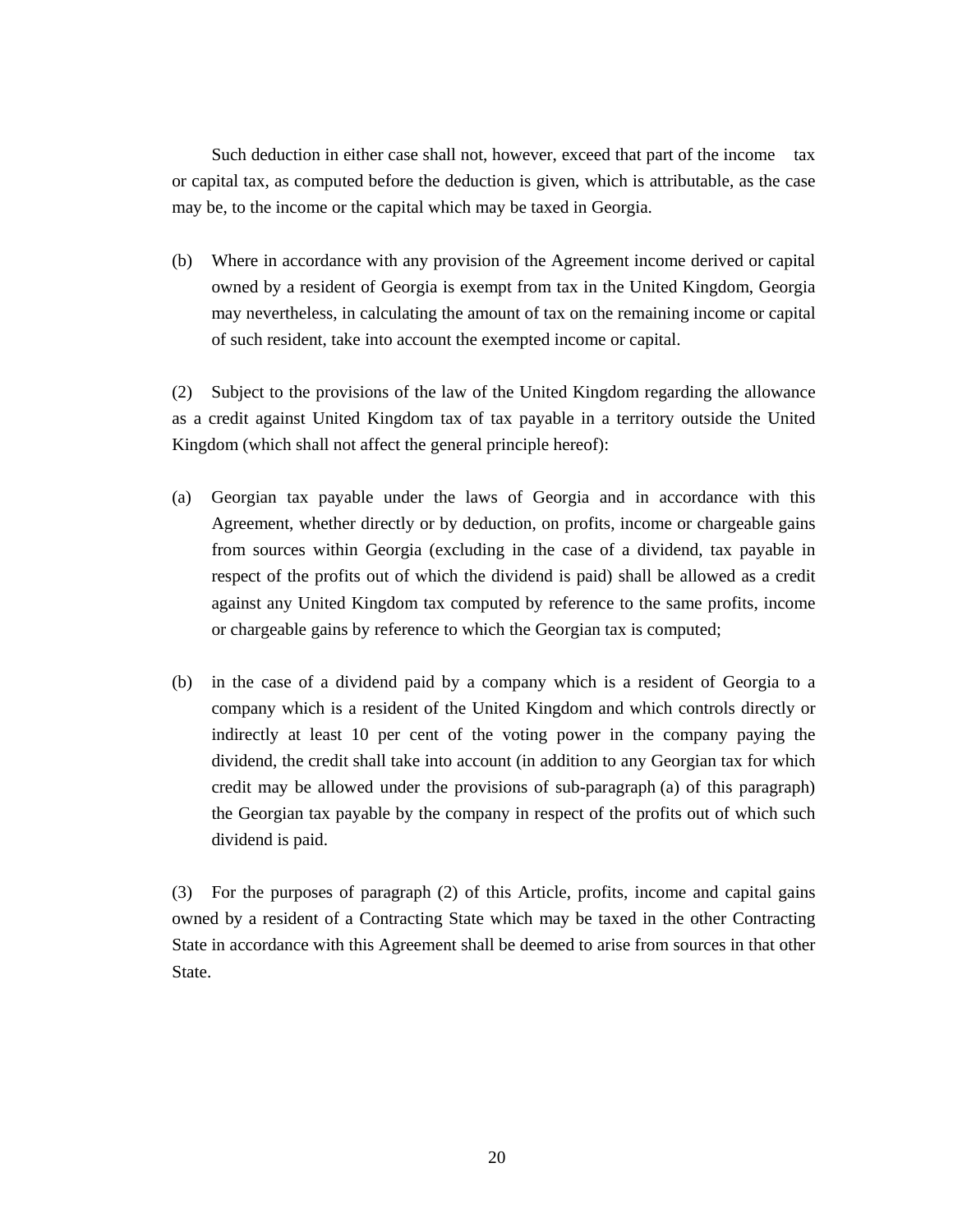Such deduction in either case shall not, however, exceed that part of the income tax or capital tax, as computed before the deduction is given, which is attributable, as the case may be, to the income or the capital which may be taxed in Georgia.

(b) Where in accordance with any provision of the Agreement income derived or capital owned by a resident of Georgia is exempt from tax in the United Kingdom, Georgia may nevertheless, in calculating the amount of tax on the remaining income or capital of such resident, take into account the exempted income or capital.

(2) Subject to the provisions of the law of the United Kingdom regarding the allowance as a credit against United Kingdom tax of tax payable in a territory outside the United Kingdom (which shall not affect the general principle hereof):

(a) Georgian tax payable under the laws of Georgia and in accordance with this Agreement, whether directly or by deduction, on profits, income or chargeable gains from sources within Georgia (excluding in the case of a dividend, tax payable in respect of the profits out of which the dividend is paid) shall be allowed as a credit against any United Kingdom tax computed by reference to the same profits, income or chargeable gains by reference to which the Georgian tax is computed;

(b) in the case of a dividend paid by a company which is a resident of Georgia to a company which is a resident of the United Kingdom and which controls directly or indirectly at least 10 per cent of the voting power in the company paying the dividend, the credit shall take into account (in addition to any Georgian tax for which credit may be allowed under the provisions of sub-paragraph (a) of this paragraph) the Georgian tax payable by the company in respect of the profits out of which such dividend is paid.

(3) For the purposes of paragraph (2) of this Article, profits, income and capital gains owned by a resident of a Contracting State which may be taxed in the other Contracting State in accordance with this Agreement shall be deemed to arise from sources in that other State.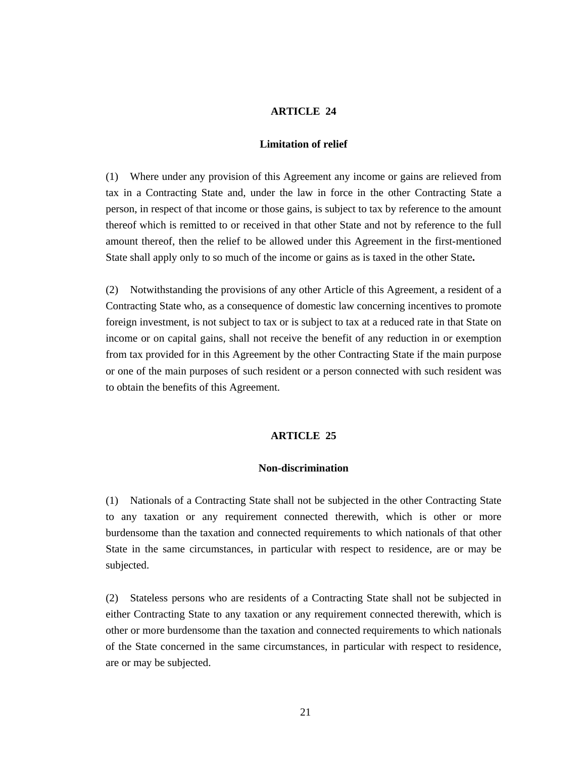## ARTICLE 24

### Limitation of relief

(1) Where under any provision of this Agreement any income or gains are relieved from tax in a Contracting State and, under the law in force in the other Contracting State a person, in respect of that income or those gains, is subject to tax by reference to the amount thereof which is remitted to or received in that other State and not by reference to the full amount thereof, then the relief to be allowed under this Agreement in the first-mentioned State shall apply only to so much of the income or gains as is taxed in the other State**.**

(2) Notwithstanding the provisions of any other Article of this Agreement, a resident of a Contracting State who, as a consequence of domestic law concerning incentives to promote foreign investment, is not subject to tax or is subject to tax at a reduced rate in that State on income or on capital gains, shall not receive the benefit of any reduction in or exemption from tax provided for in this Agreement by the other Contracting State if the main purpose or one of the main purposes of such resident or a person connected with such resident was to obtain the benefits of this Agreement.

## ARTICLE 25

### Non-discrimination

(1) Nationals of a Contracting State shall not be subjected in the other Contracting State to any taxation or any requirement connected therewith, which is other or more burdensome than the taxation and connected requirements to which nationals of that other State in the same circumstances, in particular with respect to residence, are or may be subjected.

(2) Stateless persons who are residents of a Contracting State shall not be subjected in either Contracting State to any taxation or any requirement connected therewith, which is other or more burdensome than the taxation and connected requirements to which nationals of the State concerned in the same circumstances, in particular with respect to residence, are or may be subjected.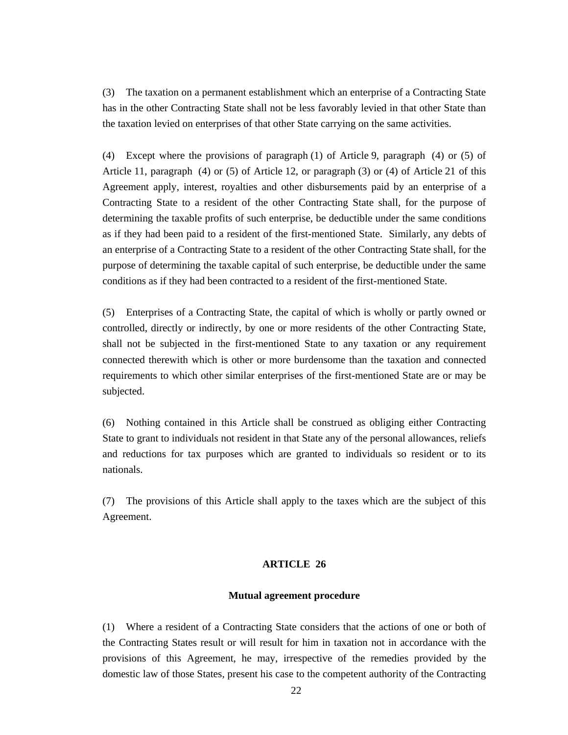(3) The taxation on a permanent establishment which an enterprise of a Contracting State has in the other Contracting State shall not be less favorably levied in that other State than the taxation levied on enterprises of that other State carrying on the same activities.

(4) Except where the provisions of paragraph (1) of Article 9, paragraph (4) or (5) of Article 11, paragraph (4) or (5) of Article 12, or paragraph (3) or (4) of Article 21 of this Agreement apply, interest, royalties and other disbursements paid by an enterprise of a Contracting State to a resident of the other Contracting State shall, for the purpose of determining the taxable profits of such enterprise, be deductible under the same conditions as if they had been paid to a resident of the first-mentioned State. Similarly, any debts of an enterprise of a Contracting State to a resident of the other Contracting State shall, for the purpose of determining the taxable capital of such enterprise, be deductible under the same conditions as if they had been contracted to a resident of the first-mentioned State.

(5) Enterprises of a Contracting State, the capital of which is wholly or partly owned or controlled, directly or indirectly, by one or more residents of the other Contracting State, shall not be subjected in the first-mentioned State to any taxation or any requirement connected therewith which is other or more burdensome than the taxation and connected requirements to which other similar enterprises of the first-mentioned State are or may be subjected.

(6) Nothing contained in this Article shall be construed as obliging either Contracting State to grant to individuals not resident in that State any of the personal allowances, reliefs and reductions for tax purposes which are granted to individuals so resident or to its nationals.

(7) The provisions of this Article shall apply to the taxes which are the subject of this Agreement.

## ARTICLE 26

### Mutual agreement procedure

(1) Where a resident of a Contracting State considers that the actions of one or both of the Contracting States result or will result for him in taxation not in accordance with the provisions of this Agreement, he may, irrespective of the remedies provided by the domestic law of those States, present his case to the competent authority of the Contracting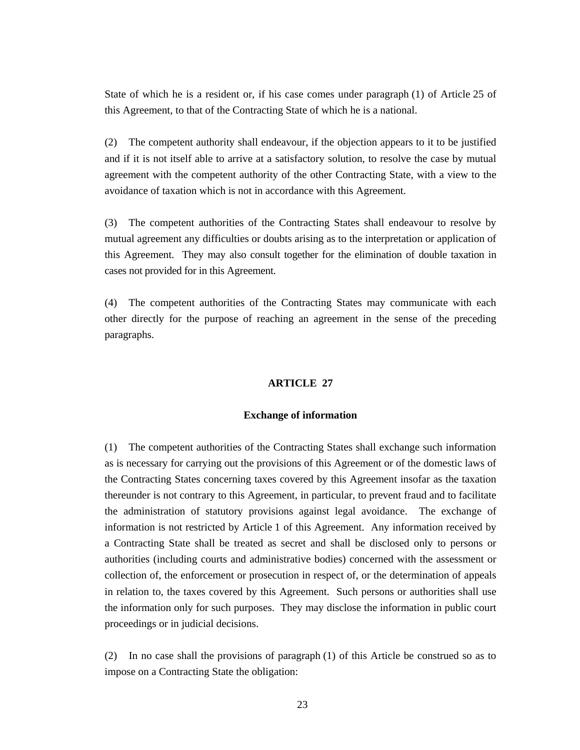State of which he is a resident or, if his case comes under paragraph (1) of Article 25 of this Agreement, to that of the Contracting State of which he is a national.

(2) The competent authority shall endeavour, if the objection appears to it to be justified and if it is not itself able to arrive at a satisfactory solution, to resolve the case by mutual agreement with the competent authority of the other Contracting State, with a view to the avoidance of taxation which is not in accordance with this Agreement.

(3) The competent authorities of the Contracting States shall endeavour to resolve by mutual agreement any difficulties or doubts arising as to the interpretation or application of this Agreement. They may also consult together for the elimination of double taxation in cases not provided for in this Agreement.

(4) The competent authorities of the Contracting States may communicate with each other directly for the purpose of reaching an agreement in the sense of the preceding paragraphs.

## ARTICLE 27

### Exchange of information

(1) The competent authorities of the Contracting States shall exchange such information as is necessary for carrying out the provisions of this Agreement or of the domestic laws of the Contracting States concerning taxes covered by this Agreement insofar as the taxation thereunder is not contrary to this Agreement, in particular, to prevent fraud and to facilitate the administration of statutory provisions against legal avoidance. The exchange of information is not restricted by Article 1 of this Agreement. Any information received by a Contracting State shall be treated as secret and shall be disclosed only to persons or authorities (including courts and administrative bodies) concerned with the assessment or collection of, the enforcement or prosecution in respect of, or the determination of appeals in relation to, the taxes covered by this Agreement. Such persons or authorities shall use the information only for such purposes. They may disclose the information in public court proceedings or in judicial decisions.

(2) In no case shall the provisions of paragraph (1) of this Article be construed so as to impose on a Contracting State the obligation: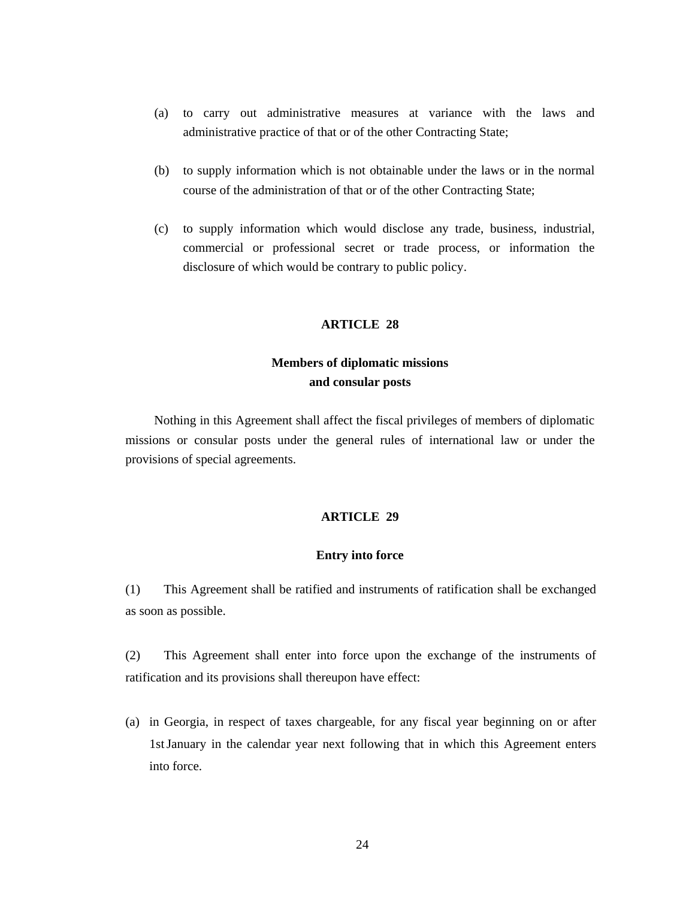(a) to carry out administrative measures at variance with the laws and administrative practice of that or of the other Contracting State;

(b) to supply information which is not obtainable under the laws or in the normal course of the administration of that or of the other Contracting State;

(c) to supply information which would disclose any trade, business, industrial, commercial or professional secret or trade process, or information the disclosure of which would be contrary to public policy.

## ARTICLE 28

### Members of diplomatic missions and consular posts

Nothing in this Agreement shall affect the fiscal privileges of members of diplomatic missions or consular posts under the general rules of international law or under the provisions of special agreements.

## ARTICLE 29

### Entry into force

(1) This Agreement shall be ratified and instruments of ratification shall be exchanged as soon as possible.

(2) This Agreement shall enter into force upon the exchange of the instruments of ratification and its provisions shall thereupon have effect:

(a) in Georgia, in respect of taxes chargeable, for any fiscal year beginning on or after 1st January in the calendar year next following that in which this Agreement enters into force.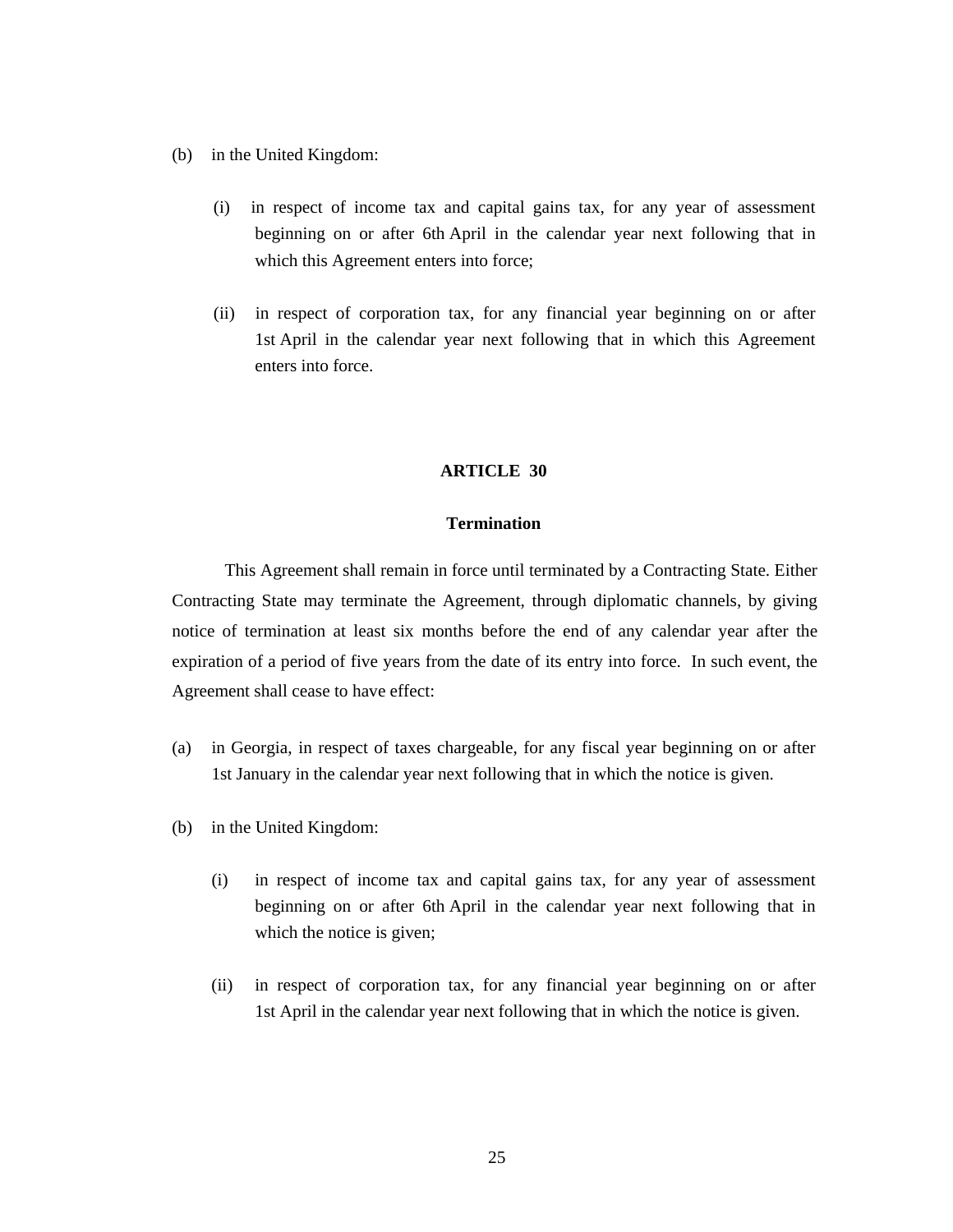(b) in the United Kingdom:

(i) in respect of income tax and capital gains tax, for any year of assessment beginning on or after 6th April in the calendar year next following that in which this Agreement enters into force;

(ii) in respect of corporation tax, for any financial year beginning on or after 1st April in the calendar year next following that in which this Agreement enters into force.

## ARTICLE 30

### Termination

This Agreement shall remain in force until terminated by a Contracting State. Either Contracting State may terminate the Agreement, through diplomatic channels, by giving notice of termination at least six months before the end of any calendar year after the expiration of a period of five years from the date of its entry into force. In such event, the Agreement shall cease to have effect:

(a) in Georgia, in respect of taxes chargeable, for any fiscal year beginning on or after 1st January in the calendar year next following that in which the notice is given.

(b) in the United Kingdom:

(i) in respect of income tax and capital gains tax, for any year of assessment beginning on or after 6th April in the calendar year next following that in which the notice is given;

(ii) in respect of corporation tax, for any financial year beginning on or after 1st April in the calendar year next following that in which the notice is given.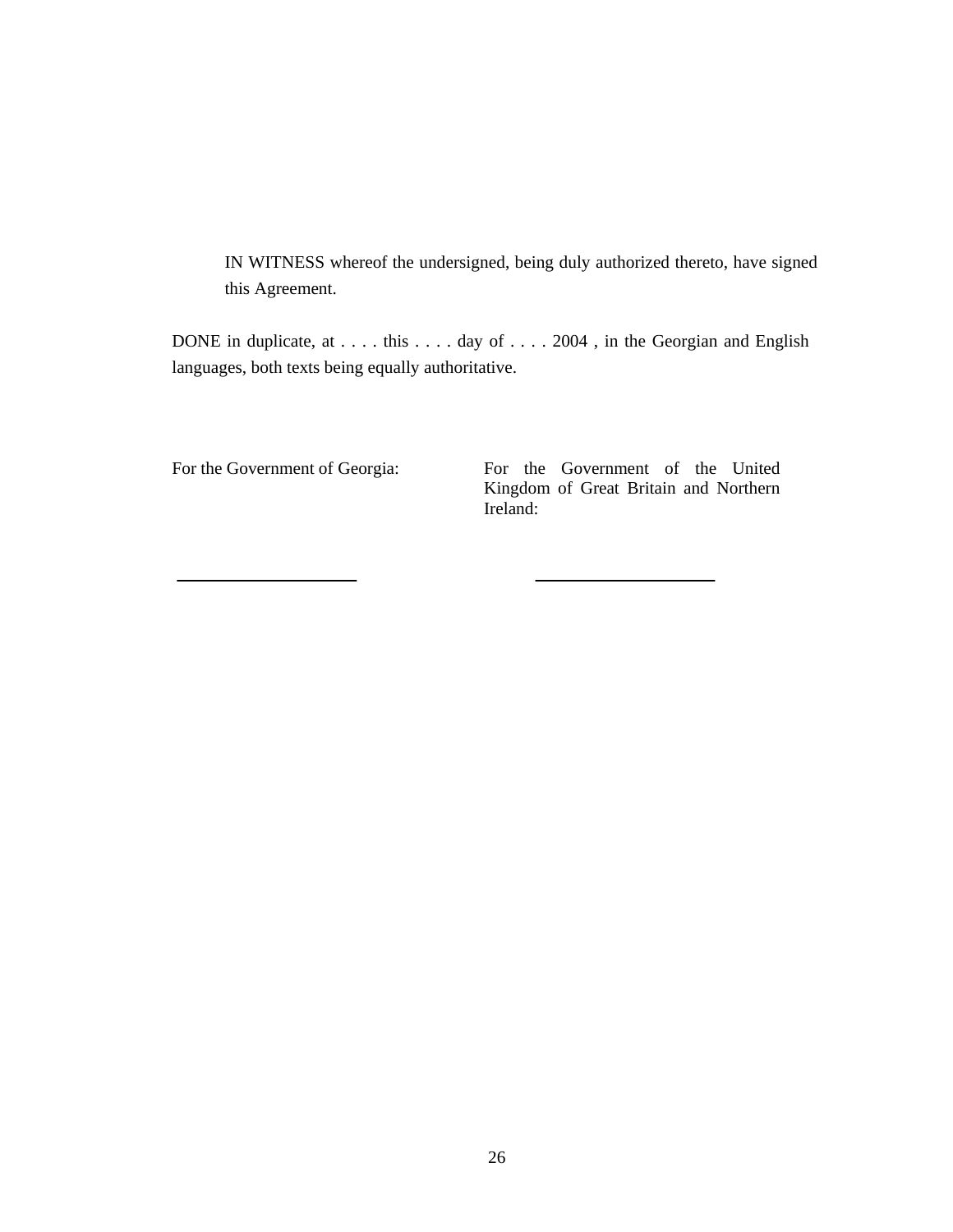IN WITNESS whereof the undersigned, being duly authorized thereto, have signed this Agreement.

DONE in duplicate, at . . . . this . . . . day of . . . . 2004 , in the Georgian and English languages, both texts being equally authoritative.

| | |
|---|---|
| For the Government of Georgia: | For the Government of the United Kingdom of Great Britain and Northern Ireland: |
| ____________________ | ____________________ |